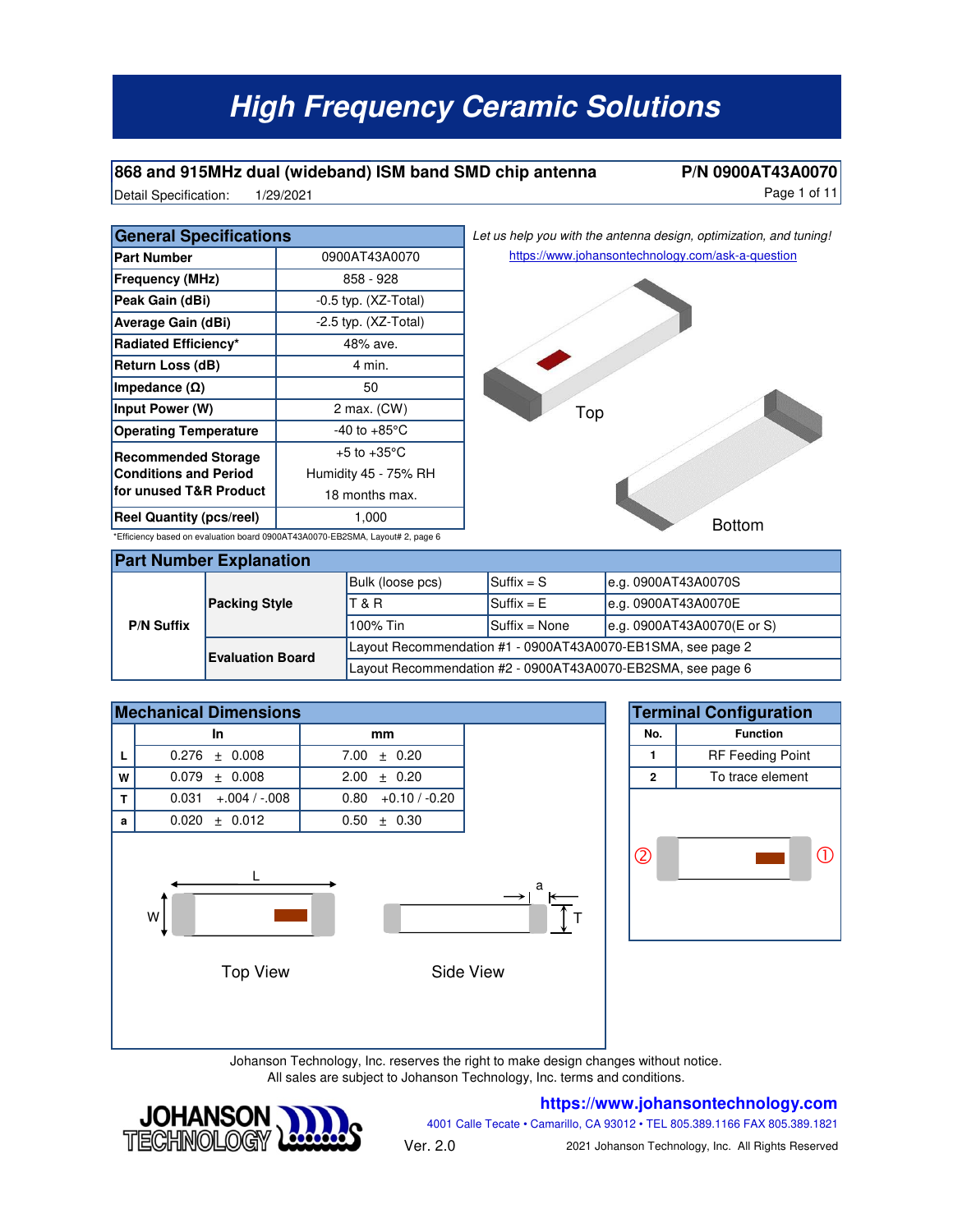# High Frequency Ceramic Solutions

## 868 and 915MHz dual (wideband) ISM band SMD chip antenna

**P/N 0900AT43A0070**

Detail Specification: 1/29/2021

| General Specifications | |
|---|---|
| **Part Number** | 0900AT43A0070 |
| **Frequency (MHz)** | 858 - 928 |
| **Peak Gain (dBi)** | -0.5 typ. (XZ-Total) |
| **Average Gain (dBi)** | -2.5 typ. (XZ-Total) |
| **Radiated Efficiency*** | 48% ave. |
| **Return Loss (dB)** | 4 min. |
| **Impedance (Ω)** | 50 |
| **Input Power (W)** | 2 max. (CW) |
| **Operating Temperature** | -40 to +85°C |
| **Recommended Storage Conditions and Period for unused T&R Product** | +5 to +35°C<br>Humidity 45 - 75% RH<br>18 months max. |
| **Reel Quantity (pcs/reel)** | 1,000 |

*Efficiency based on evaluation board 0900AT43A0070-EB2SMA, Layout# 2, page 6

*Let us help you with the antenna design, optimization, and tuning!*
https://www.johansontechnology.com/ask-a-question

Top

Bottom

## Part Number Explanation

| | | | | |
|---|---|---|---|---|
| **P/N Suffix** | **Packing Style** | Bulk (loose pcs) | Suffix = S | e.g. 0900AT43A0070S |
| | | T & R | Suffix = E | e.g. 0900AT43A0070E |
| | | 100% Tin | Suffix = None | e.g. 0900AT43A0070(E or S) |
| | **Evaluation Board** | Layout Recommendation #1 - 0900AT43A0070-EB1SMA, see page 2 | | |
| | | Layout Recommendation #2 - 0900AT43A0070-EB2SMA, see page 6 | | |

## Mechanical Dimensions

| | In | mm |
|---|---|---|
| **L** | 0.276 ± 0.008 | 7.00 ± 0.20 |
| **W** | 0.079 ± 0.008 | 2.00 ± 0.20 |
| **T** | 0.031 +.004 / -.008 | 0.80 +0.10 / -0.20 |
| **a** | 0.020 ± 0.012 | 0.50 ± 0.30 |

Top View

Side View

## Terminal Configuration

| No. | Function |
|---|---|
| 1 | RF Feeding Point |
| 2 | To trace element |

Johanson Technology, Inc. reserves the right to make design changes without notice.
All sales are subject to Johanson Technology, Inc. terms and conditions.

https://www.johansontechnology.com

4001 Calle Tecate • Camarillo, CA 93012 • TEL 805.389.1166 FAX 805.389.1821

Ver. 2.0

2021 Johanson Technology, Inc. All Rights Reserved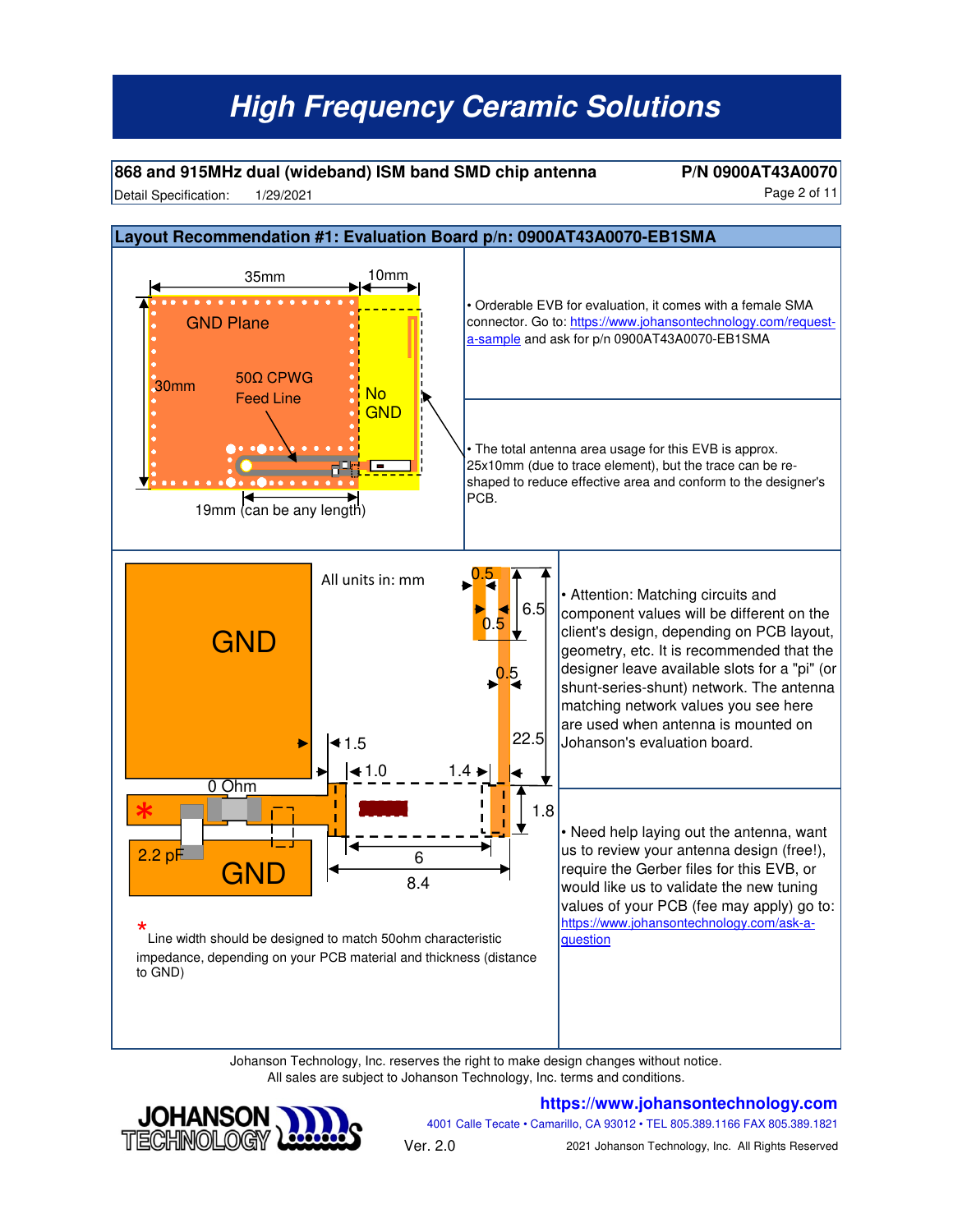# High Frequency Ceramic Solutions

**868 and 915MHz dual (wideband) ISM band SMD chip antenna** **P/N 0900AT43A0070**

Detail Specification: 1/29/2021

## Layout Recommendation #1: Evaluation Board p/n: 0900AT43A0070-EB1SMA

35mm 10mm

GND Plane

30mm

50Ω CPWG Feed Line

No GND

19mm (can be any length)

- Orderable EVB for evaluation, it comes with a female SMA connector. Go to: https://www.johansontechnology.com/request-a-sample and ask for p/n 0900AT43A0070-EB1SMA

- The total antenna area usage for this EVB is approx. 25x10mm (due to trace element), but the trace can be re-shaped to reduce effective area and conform to the designer's PCB.

All units in: mm

GND

0 Ohm

2.2 pF

GND

0.5 0.5 6.5 0.5 22.5 1.5 1.0 1.4 1.8 6 8.4

\* Line width should be designed to match 50ohm characteristic impedance, depending on your PCB material and thickness (distance to GND)

- Attention: Matching circuits and component values will be different on the client's design, depending on PCB layout, geometry, etc. It is recommended that the designer leave available slots for a "pi" (or shunt-series-shunt) network. The antenna matching network values you see here are used when antenna is mounted on Johanson's evaluation board.

- Need help laying out the antenna, want us to review your antenna design (free!), require the Gerber files for this EVB, or would like us to validate the new tuning values of your PCB (fee may apply) go to: https://www.johansontechnology.com/ask-a-question

Johanson Technology, Inc. reserves the right to make design changes without notice.
All sales are subject to Johanson Technology, Inc. terms and conditions.

https://www.johansontechnology.com
4001 Calle Tecate • Camarillo, CA 93012 • TEL 805.389.1166 FAX 805.389.1821
Ver. 2.0 2021 Johanson Technology, Inc. All Rights Reserved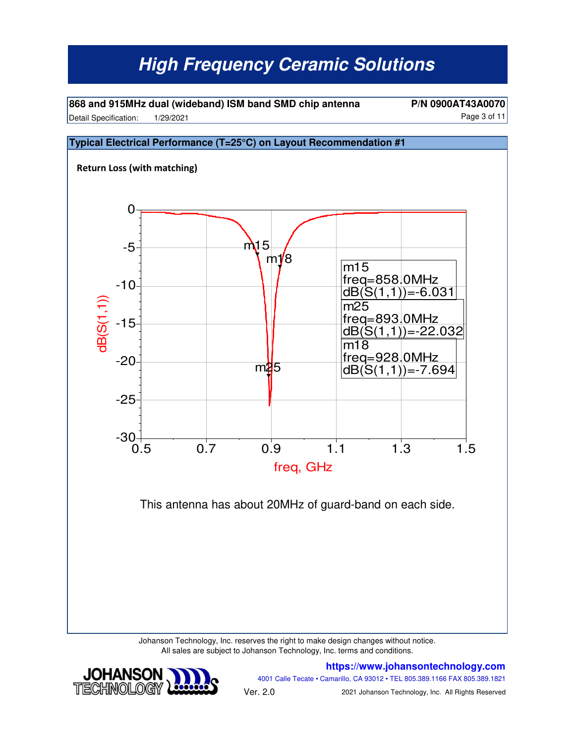## Typical Electrical Performance (T=25°C) on Layout Recommendation #1

**Return Loss (with matching)**

| Marker | freq | dB(S(1,1)) |
| --- | --- | --- |
| m15 | 858.0MHz | -6.031 |
| m25 | 893.0MHz | -22.032 |
| m18 | 928.0MHz | -7.694 |

This antenna has about 20MHz of guard-band on each side.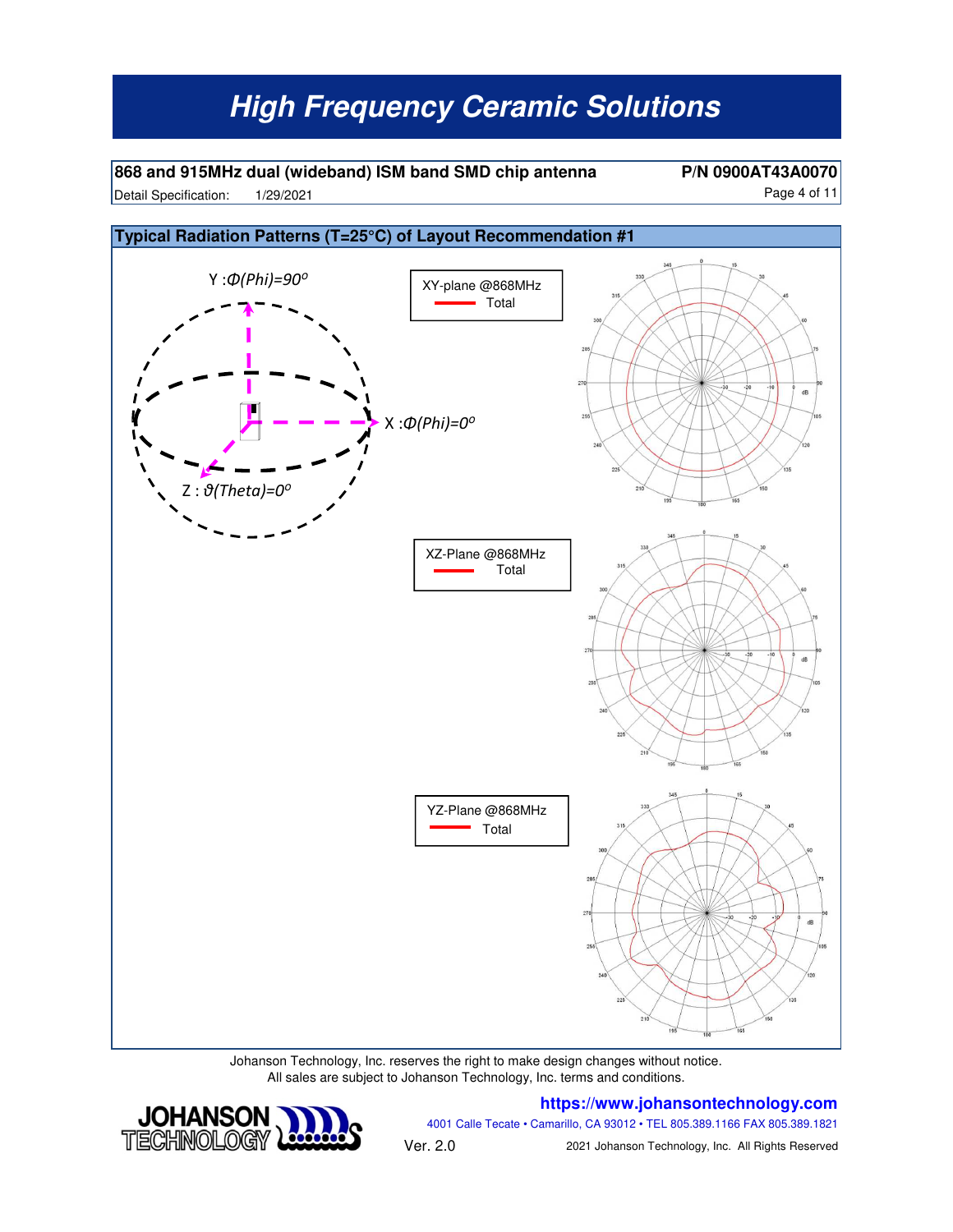**868 and 915MHz dual (wideband) ISM band SMD chip antenna** **P/N 0900AT43A0070**

Detail Specification: 1/29/2021

## Typical Radiation Patterns (T=25°C) of Layout Recommendation #1

Y : Φ(Phi)=90°

X : Φ(Phi)=0°

Z : ϑ(Theta)=0°

XY-plane @868MHz
Total

XZ-Plane @868MHz
Total

YZ-Plane @868MHz
Total

Johanson Technology, Inc. reserves the right to make design changes without notice.
All sales are subject to Johanson Technology, Inc. terms and conditions.

**https://www.johansontechnology.com**

4001 Calle Tecate • Camarillo, CA 93012 • TEL 805.389.1166 FAX 805.389.1821

Ver. 2.0

2021 Johanson Technology, Inc. All Rights Reserved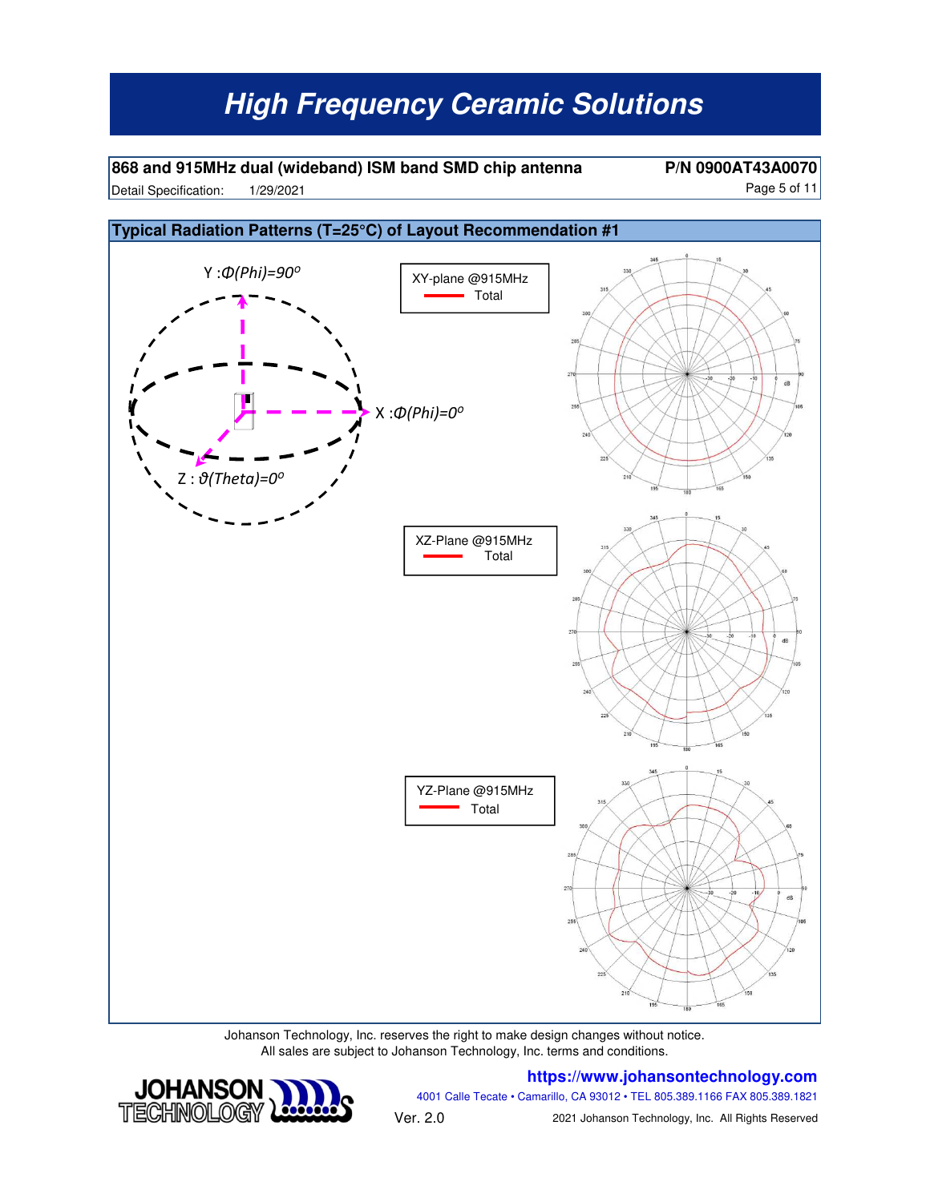## Typical Radiation Patterns (T=25°C) of Layout Recommendation #1

Y : $\Phi$(Phi)=90°

X : $\Phi$(Phi)=0°

Z : $\vartheta$(Theta)=0°

XY-plane @915MHz
Total

XZ-Plane @915MHz
Total

YZ-Plane @915MHz
Total

Johanson Technology, Inc. reserves the right to make design changes without notice.
All sales are subject to Johanson Technology, Inc. terms and conditions.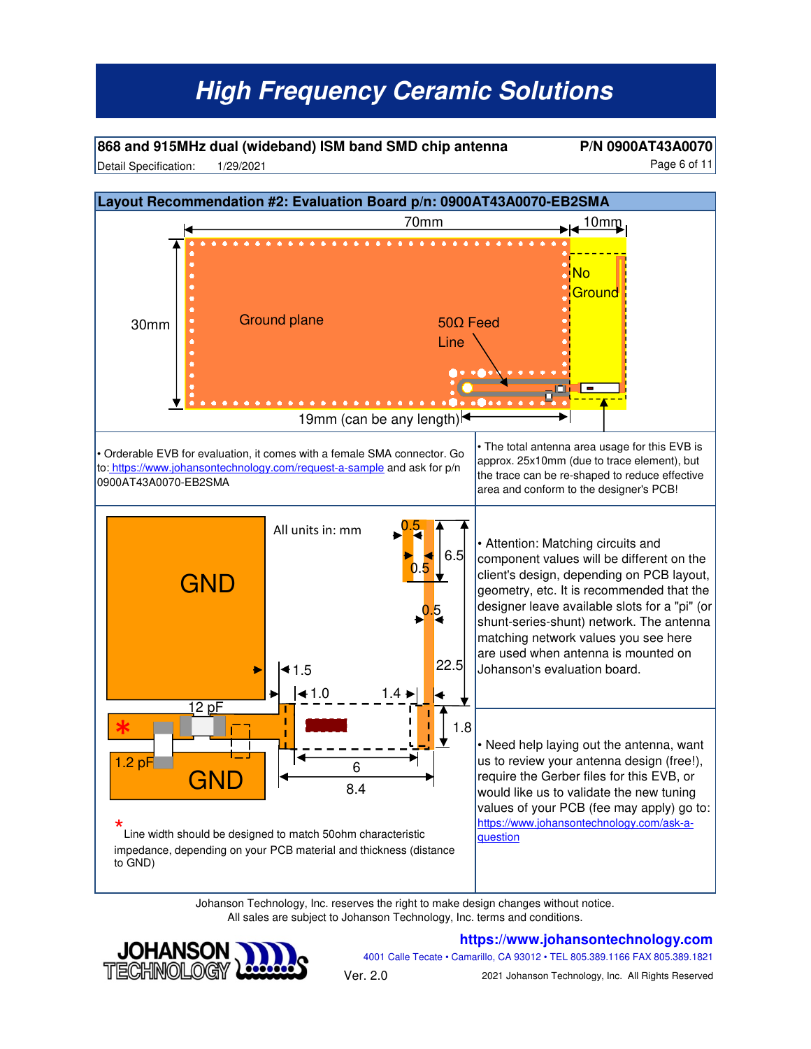## 868 and 915MHz dual (wideband) ISM band SMD chip antenna

**P/N 0900AT43A0070**

Detail Specification: 1/29/2021

### Layout Recommendation #2: Evaluation Board p/n: 0900AT43A0070-EB2SMA

70mm

10mm

30mm

Ground plane

No Ground

50Ω Feed Line

19mm (can be any length)

• Orderable EVB for evaluation, it comes with a female SMA connector. Go to: https://www.johansontechnology.com/request-a-sample and ask for p/n 0900AT43A0070-EB2SMA

• The total antenna area usage for this EVB is approx. 25x10mm (due to trace element), but the trace can be re-shaped to reduce effective area and conform to the designer's PCB!

All units in: mm

GND

GND

12 pF

1.2 pF

*

0.5

0.5

6.5

0.5

22.5

1.5

1.0

1.4

1.8

6

8.4

* Line width should be designed to match 50ohm characteristic impedance, depending on your PCB material and thickness (distance to GND)

• Attention: Matching circuits and component values will be different on the client's design, depending on PCB layout, geometry, etc. It is recommended that the designer leave available slots for a "pi" (or shunt-series-shunt) network. The antenna matching network values you see here are used when antenna is mounted on Johanson's evaluation board.

• Need help laying out the antenna, want us to review your antenna design (free!), require the Gerber files for this EVB, or would like us to validate the new tuning values of your PCB (fee may apply) go to: https://www.johansontechnology.com/ask-a-question

Johanson Technology, Inc. reserves the right to make design changes without notice.
All sales are subject to Johanson Technology, Inc. terms and conditions.

https://www.johansontechnology.com

4001 Calle Tecate • Camarillo, CA 93012 • TEL 805.389.1166 FAX 805.389.1821

Ver. 2.0

2021 Johanson Technology, Inc. All Rights Reserved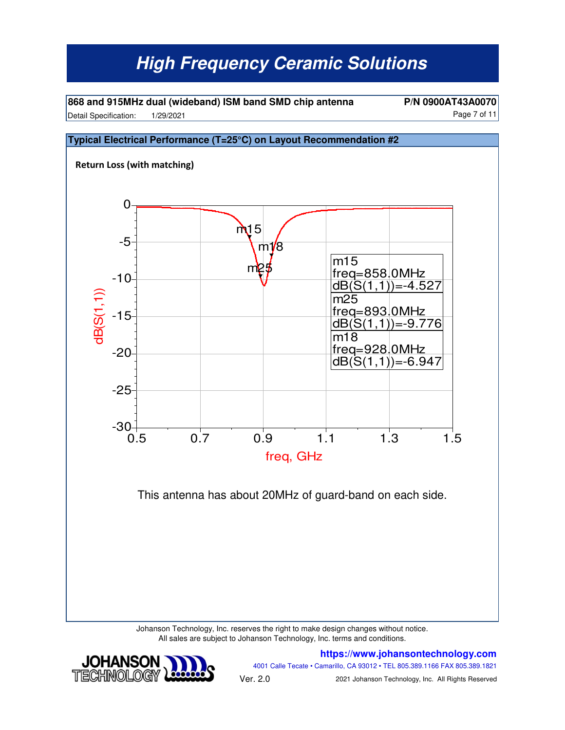## Typical Electrical Performance (T=25°C) on Layout Recommendation #2

**Return Loss (with matching)**

| Marker | freq | dB(S(1,1)) |
|---|---|---|
| m15 | 858.0MHz | -4.527 |
| m25 | 893.0MHz | -9.776 |
| m18 | 928.0MHz | -6.947 |

This antenna has about 20MHz of guard-band on each side.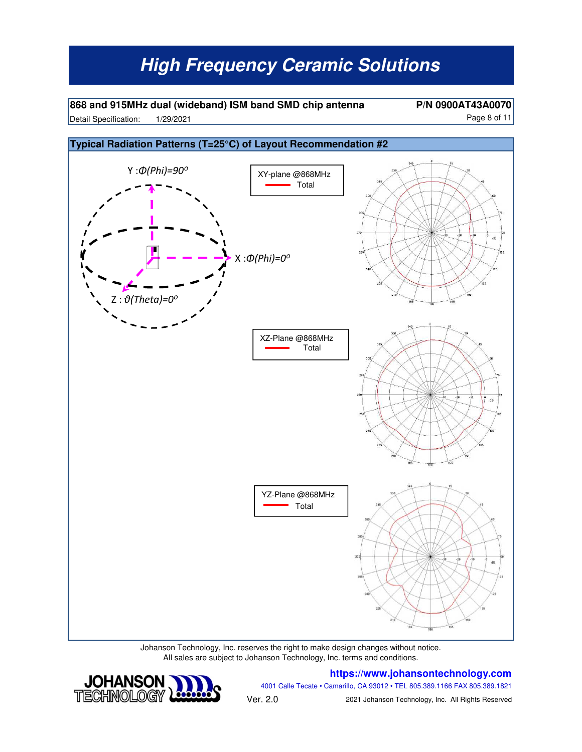**868 and 915MHz dual (wideband) ISM band SMD chip antenna** **P/N 0900AT43A0070**

Detail Specification: 1/29/2021

## Typical Radiation Patterns (T=25°C) of Layout Recommendation #2

Y : $\Phi$(Phi)=90°

X : $\Phi$(Phi)=0°

Z : $\vartheta$(Theta)=0°

XY-plane @868MHz
Total

XZ-Plane @868MHz
Total

YZ-Plane @868MHz
Total

Johanson Technology, Inc. reserves the right to make design changes without notice.
All sales are subject to Johanson Technology, Inc. terms and conditions.

https://www.johansontechnology.com

4001 Calle Tecate • Camarillo, CA 93012 • TEL 805.389.1166 FAX 805.389.1821

Ver. 2.0

2021 Johanson Technology, Inc. All Rights Reserved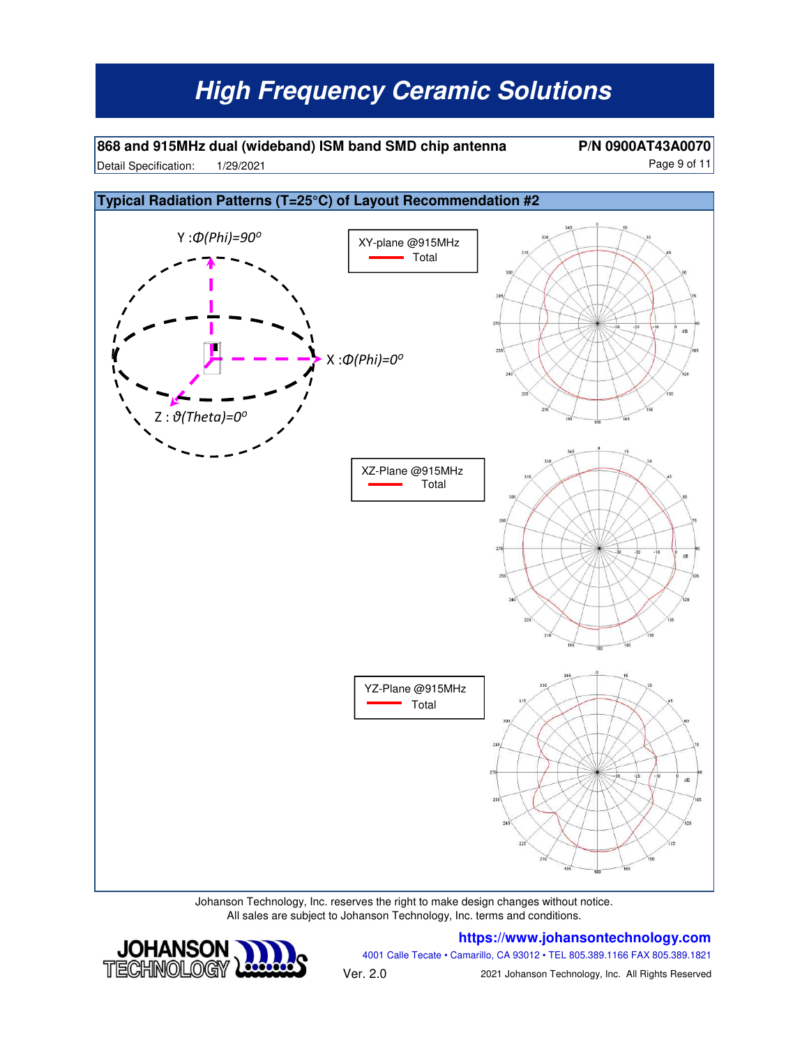## 868 and 915MHz dual (wideband) ISM band SMD chip antenna

**P/N 0900AT43A0070**

Detail Specification: 1/29/2021

### Typical Radiation Patterns (T=25°C) of Layout Recommendation #2

Y : Φ(Phi)=90°

X : Φ(Phi)=0°

Z : ϑ(Theta)=0°

XY-plane @915MHz
Total

XZ-Plane @915MHz
Total

YZ-Plane @915MHz
Total

Johanson Technology, Inc. reserves the right to make design changes without notice.
All sales are subject to Johanson Technology, Inc. terms and conditions.

https://www.johansontechnology.com

4001 Calle Tecate • Camarillo, CA 93012 • TEL 805.389.1166 FAX 805.389.1821

Ver. 2.0

2021 Johanson Technology, Inc. All Rights Reserved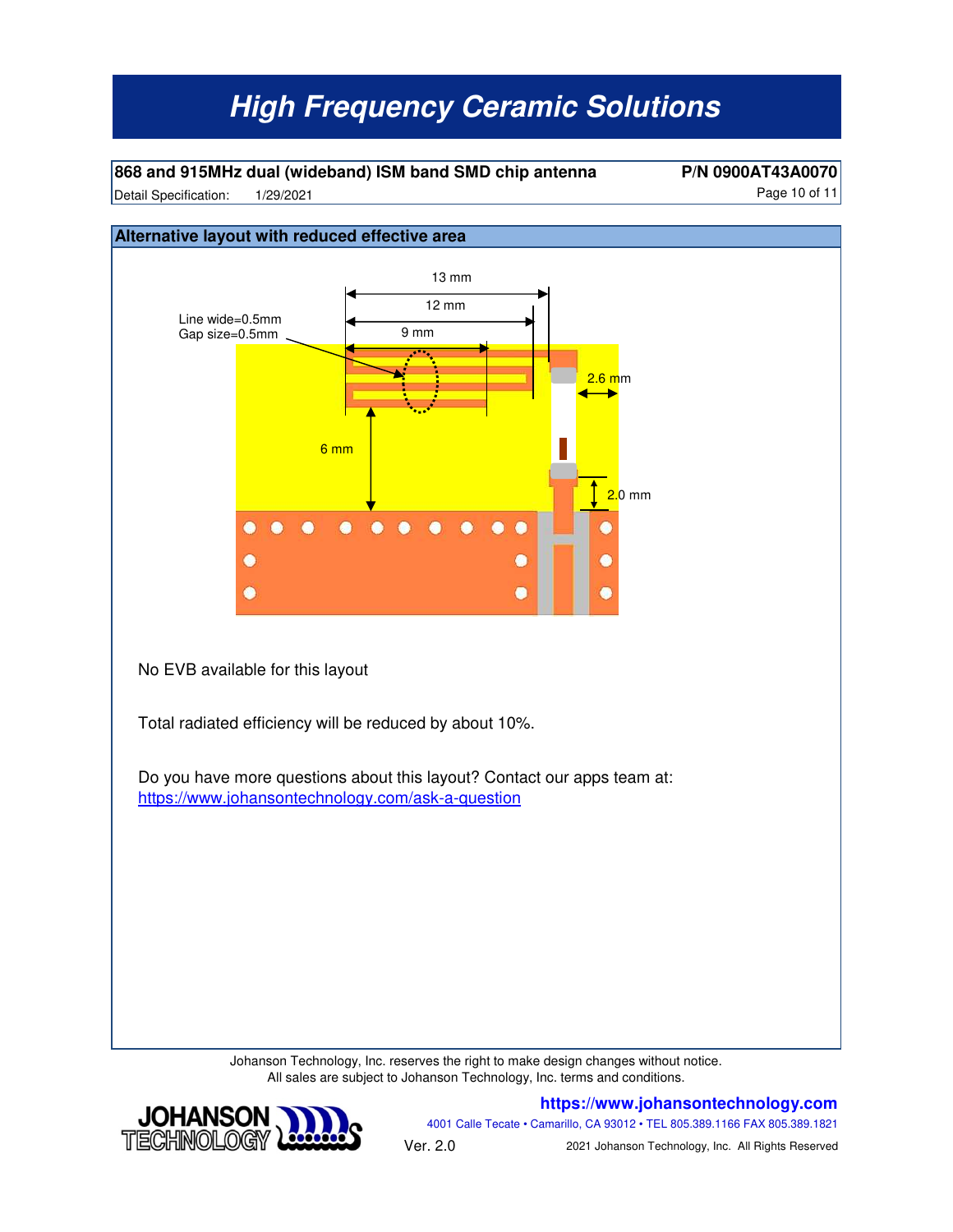## Alternative layout with reduced effective area

Line wide=0.5mm
Gap size=0.5mm

13 mm

12 mm

9 mm

2.6 mm

6 mm

2.0 mm

No EVB available for this layout

Total radiated efficiency will be reduced by about 10%.

Do you have more questions about this layout? Contact our apps team at:
https://www.johansontechnology.com/ask-a-question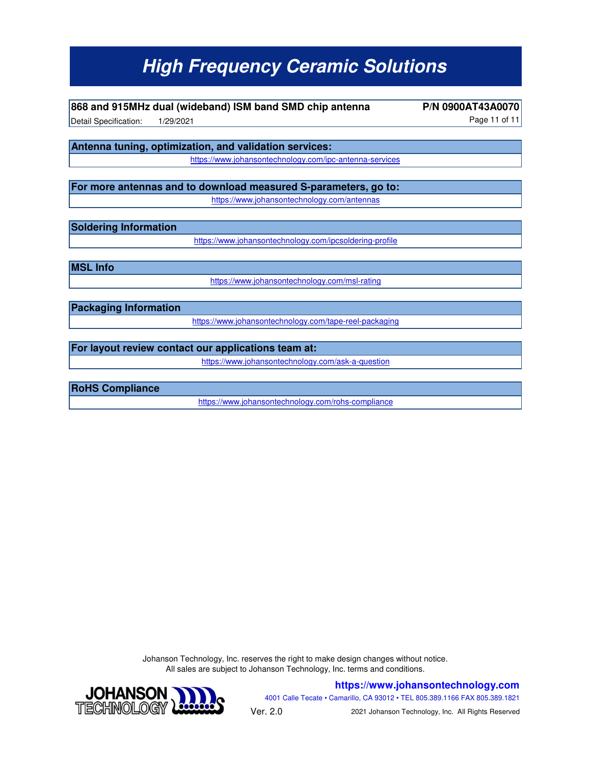## Antenna tuning, optimization, and validation services:

https://www.johansontechnology.com/ipc-antenna-services

## For more antennas and to download measured S-parameters, go to:

https://www.johansontechnology.com/antennas

## Soldering Information

https://www.johansontechnology.com/ipcsoldering-profile

## MSL Info

https://www.johansontechnology.com/msl-rating

## Packaging Information

https://www.johansontechnology.com/tape-reel-packaging

## For layout review contact our applications team at:

https://www.johansontechnology.com/ask-a-question

## RoHS Compliance

https://www.johansontechnology.com/rohs-compliance